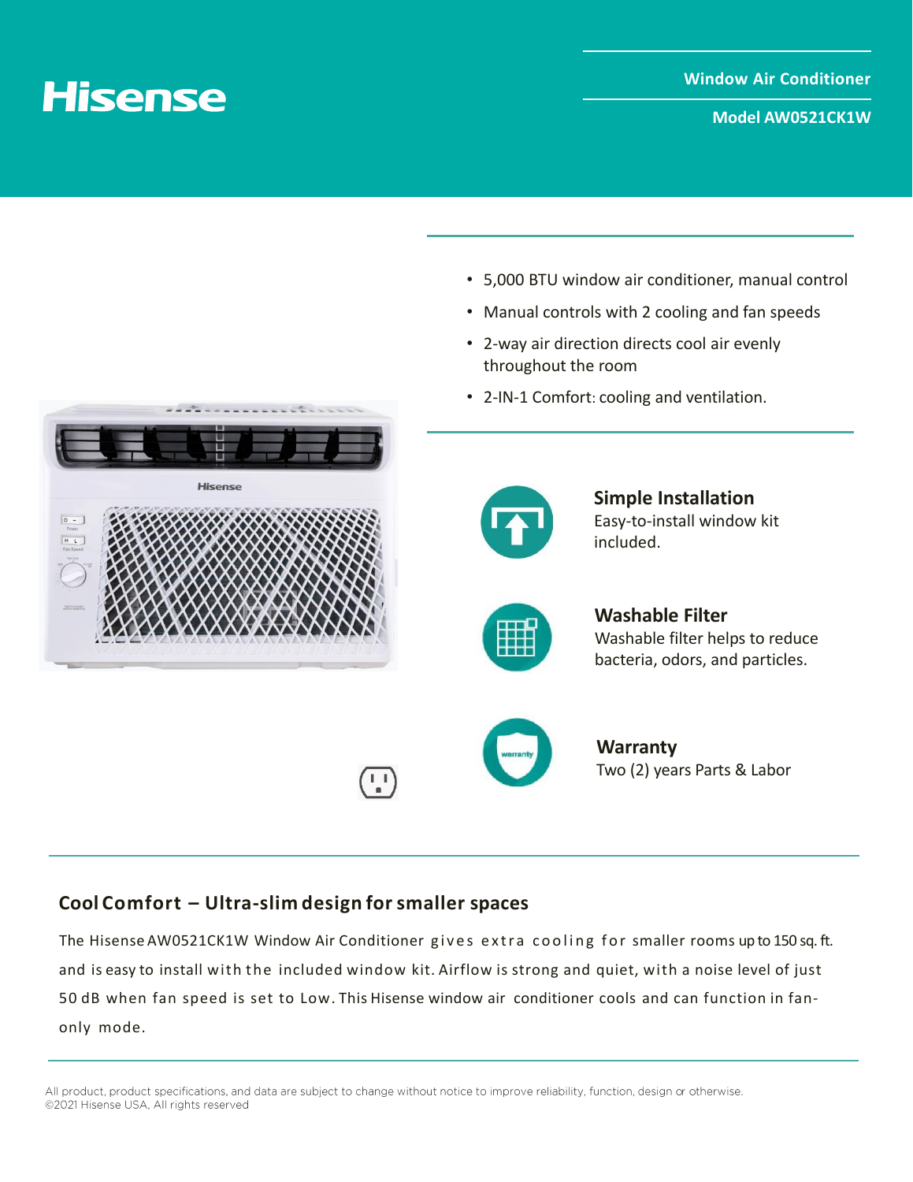# Hisense

**Window Air Conditioner**

**Model AW0521CK1W**

- 5,000 BTU window air conditioner, manual control
- Manual controls with 2 cooling and fan speeds
- 2-way air direction directs cool air evenly throughout the room
- 2-IN-1 Comfort: cooling and ventilation.

### Simple Installation

Easy-to-install window kit included.

### Washable Filter

Washable filter helps to reduce bacteria, odors, and particles.

### Warranty

Two (2) years Parts & Labor

## Cool Comfort – Ultra-slim design for smaller spaces

The Hisense AW0521CK1W Window Air Conditioner gives extra cooling for smaller rooms up to 150 sq. ft. and is easy to install with the included window kit. Airflow is strong and quiet, with a noise level of just 50 dB when fan speed is set to Low. This Hisense window air conditioner cools and can function in fan-only mode.

All product, product specifications, and data are subject to change without notice to improve reliability, function, design or otherwise.
©2021 Hisense USA, All rights reserved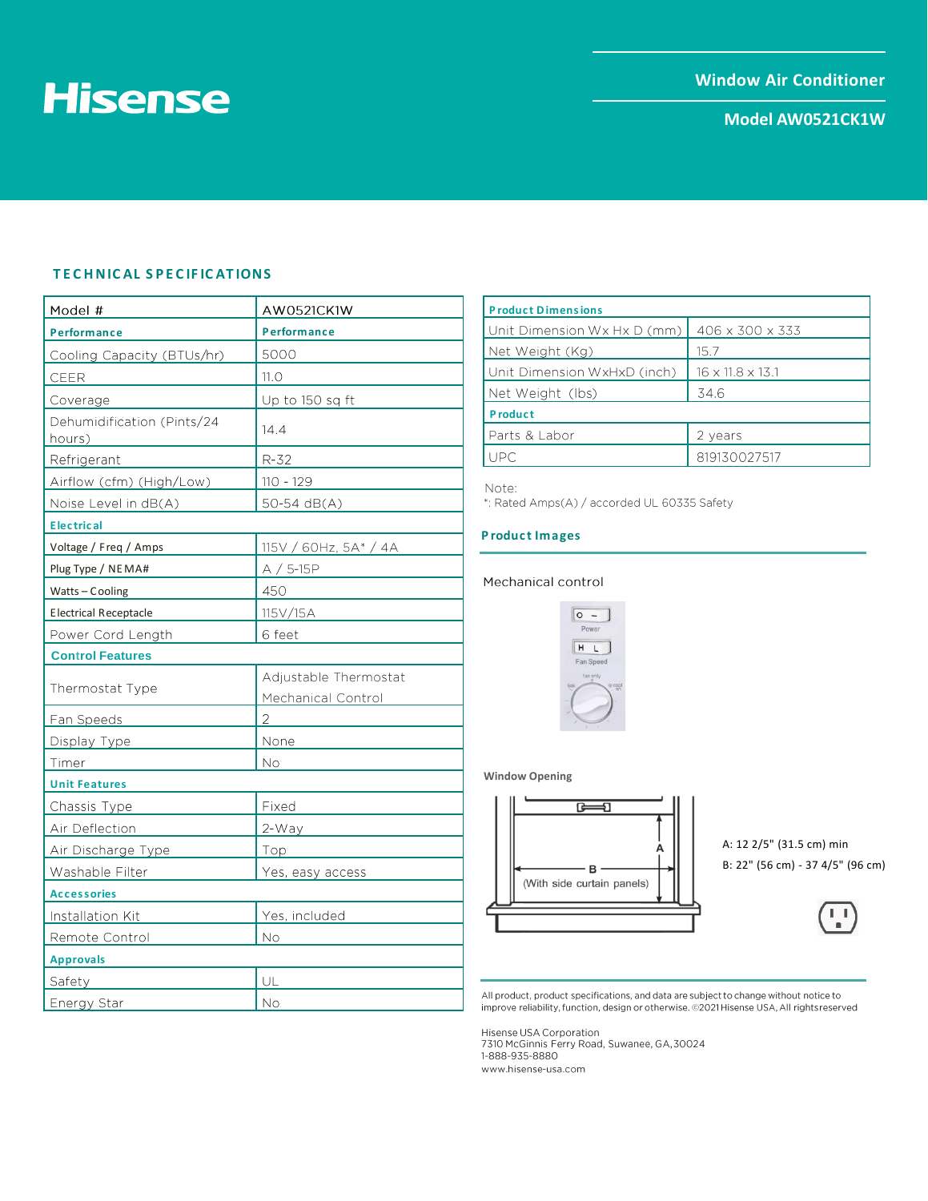# Hisense

## Window Air Conditioner

## Model AW0521CK1W

### TECHNICAL SPECIFICATIONS

| | |
|---|---|
| Model # | AW0521CK1W |
| **Performance** | **Performance** |
| Cooling Capacity (BTUs/hr) | 5000 |
| CEER | 11.0 |
| Coverage | Up to 150 sq ft |
| Dehumidification (Pints/24 hours) | 14.4 |
| Refrigerant | R-32 |
| Airflow (cfm) (High/Low) | 110 - 129 |
| Noise Level in dB(A) | 50-54 dB(A) |
| **Electrical** | |
| Voltage / Freq / Amps | 115V / 60Hz, 5A* / 4A |
| Plug Type / NEMA# | A / 5-15P |
| Watts – Cooling | 450 |
| Electrical Receptacle | 115V/15A |
| Power Cord Length | 6 feet |
| **Control Features** | |
| Thermostat Type | Adjustable Thermostat Mechanical Control |
| Fan Speeds | 2 |
| Display Type | None |
| Timer | No |
| **Unit Features** | |
| Chassis Type | Fixed |
| Air Deflection | 2-Way |
| Air Discharge Type | Top |
| Washable Filter | Yes, easy access |
| **Accessories** | |
| Installation Kit | Yes, included |
| Remote Control | No |
| **Approvals** | |
| Safety | UL |
| Energy Star | No |

| | |
|---|---|
| **Product Dimensions** | |
| Unit Dimension Wx Hx D (mm) | 406 x 300 x 333 |
| Net Weight (Kg) | 15.7 |
| Unit Dimension WxHxD (inch) | 16 x 11.8 x 13.1 |
| Net Weight (lbs) | 34.6 |
| **Product** | |
| Parts & Labor | 2 years |
| UPC | 819130027517 |

Note:
*: Rated Amps(A) / accorded UL 60335 Safety

### Product Images

Mechanical control

Power

Fan Speed

Window Opening

A

B

(With side curtain panels)

A: 12 2/5" (31.5 cm) min

B: 22" (56 cm) - 37 4/5" (96 cm)

All product, product specifications, and data are subject to change without notice to improve reliability, function, design or otherwise. ©2021 Hisense USA, All rights reserved

Hisense USA Corporation
7310 McGinnis Ferry Road, Suwanee, GA, 30024
1-888-935-8880
www.hisense-usa.com